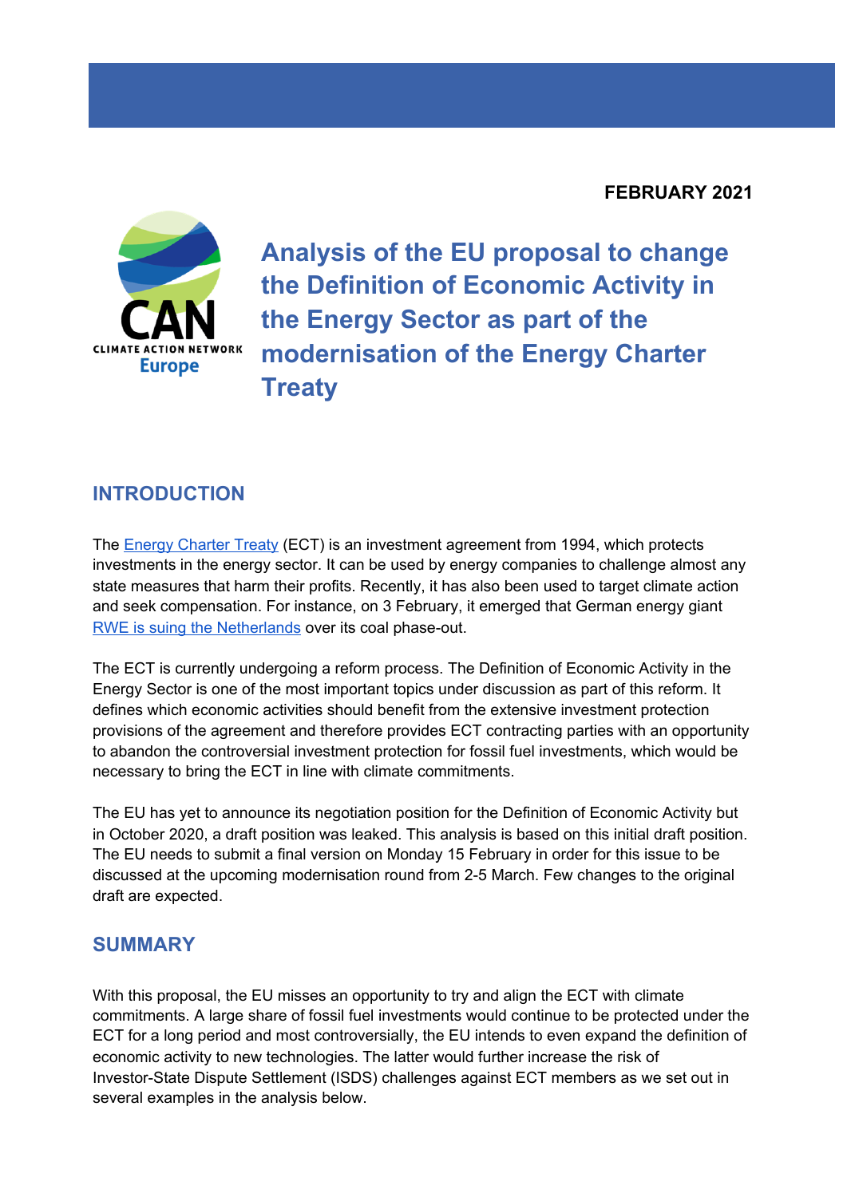FEBRUARY 2021

# Analysis of the EU proposal to change the Definition of Economic Activity in the Energy Sector as part of the modernisation of the Energy Charter Treaty

## INTRODUCTION

The Energy Charter Treaty (ECT) is an investment agreement from 1994, which protects investments in the energy sector. It can be used by energy companies to challenge almost any state measures that harm their profits. Recently, it has also been used to target climate action and seek compensation. For instance, on 3 February, it emerged that German energy giant RWE is suing the Netherlands over its coal phase-out.

The ECT is currently undergoing a reform process. The Definition of Economic Activity in the Energy Sector is one of the most important topics under discussion as part of this reform. It defines which economic activities should benefit from the extensive investment protection provisions of the agreement and therefore provides ECT contracting parties with an opportunity to abandon the controversial investment protection for fossil fuel investments, which would be necessary to bring the ECT in line with climate commitments.

The EU has yet to announce its negotiation position for the Definition of Economic Activity but in October 2020, a draft position was leaked. This analysis is based on this initial draft position. The EU needs to submit a final version on Monday 15 February in order for this issue to be discussed at the upcoming modernisation round from 2-5 March. Few changes to the original draft are expected.

## SUMMARY

With this proposal, the EU misses an opportunity to try and align the ECT with climate commitments. A large share of fossil fuel investments would continue to be protected under the ECT for a long period and most controversially, the EU intends to even expand the definition of economic activity to new technologies. The latter would further increase the risk of Investor-State Dispute Settlement (ISDS) challenges against ECT members as we set out in several examples in the analysis below.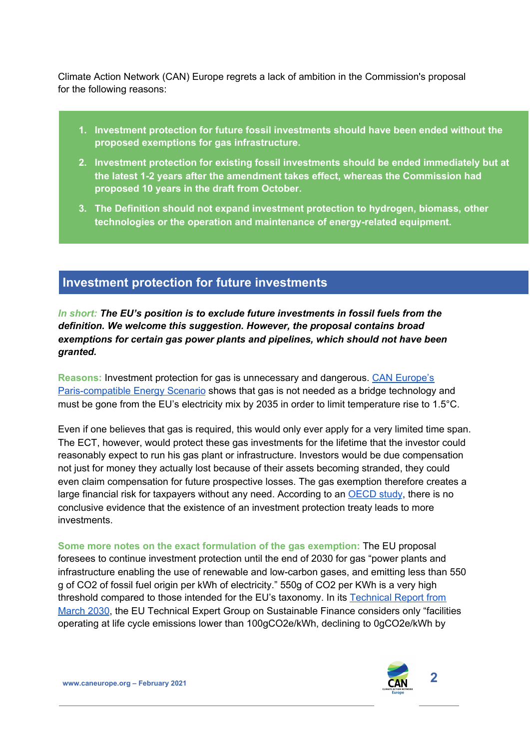Climate Action Network (CAN) Europe regrets a lack of ambition in the Commission's proposal for the following reasons:

1. **Investment protection for future fossil investments should have been ended without the proposed exemptions for gas infrastructure.**
2. **Investment protection for existing fossil investments should be ended immediately but at the latest 1-2 years after the amendment takes effect, whereas the Commission had proposed 10 years in the draft from October.**
3. **The Definition should not expand investment protection to hydrogen, biomass, other technologies or the operation and maintenance of energy-related equipment.**

## Investment protection for future investments

***In short:* The EU's position is to exclude future investments in fossil fuels from the definition. We welcome this suggestion. However, the proposal contains broad exemptions for certain gas power plants and pipelines, which should not have been granted.**

**Reasons:** Investment protection for gas is unnecessary and dangerous. [CAN Europe's Paris-compatible Energy Scenario]() shows that gas is not needed as a bridge technology and must be gone from the EU's electricity mix by 2035 in order to limit temperature rise to 1.5°C.

Even if one believes that gas is required, this would only ever apply for a very limited time span. The ECT, however, would protect these gas investments for the lifetime that the investor could reasonably expect to run his gas plant or infrastructure. Investors would be due compensation not just for money they actually lost because of their assets becoming stranded, they could even claim compensation for future prospective losses. The gas exemption therefore creates a large financial risk for taxpayers without any need. According to an [OECD study](), there is no conclusive evidence that the existence of an investment protection treaty leads to more investments.

**Some more notes on the exact formulation of the gas exemption:** The EU proposal foresees to continue investment protection until the end of 2030 for gas "power plants and infrastructure enabling the use of renewable and low-carbon gases, and emitting less than 550 g of CO2 of fossil fuel origin per kWh of electricity." 550g of CO2 per KWh is a very high threshold compared to those intended for the EU's taxonomy. In its [Technical Report from March 2030](), the EU Technical Expert Group on Sustainable Finance considers only "facilities operating at life cycle emissions lower than 100gCO2e/kWh, declining to 0gCO2e/kWh by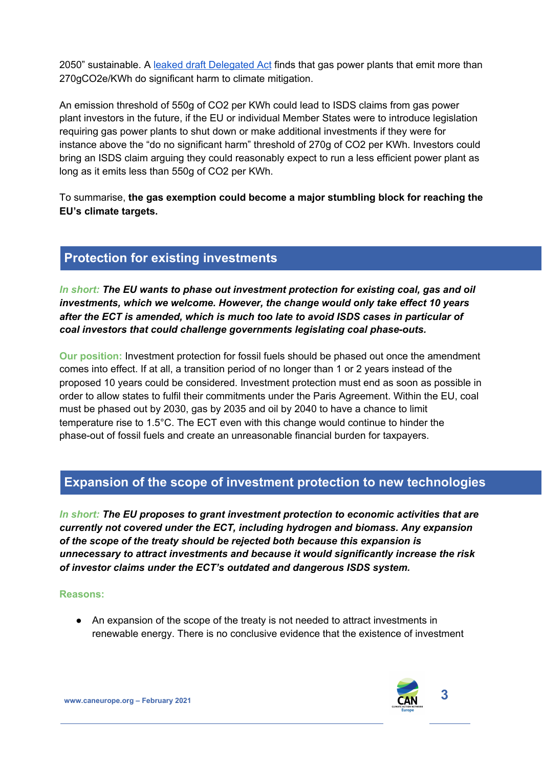2050" sustainable. A [leaked draft Delegated Act]() finds that gas power plants that emit more than 270gCO2e/KWh do significant harm to climate mitigation.

An emission threshold of 550g of CO2 per KWh could lead to ISDS claims from gas power plant investors in the future, if the EU or individual Member States were to introduce legislation requiring gas power plants to shut down or make additional investments if they were for instance above the "do no significant harm" threshold of 270g of CO2 per KWh. Investors could bring an ISDS claim arguing they could reasonably expect to run a less efficient power plant as long as it emits less than 550g of CO2 per KWh.

To summarise, **the gas exemption could become a major stumbling block for reaching the EU's climate targets.**

## Protection for existing investments

***In short:*** ***The EU wants to phase out investment protection for existing coal, gas and oil investments, which we welcome. However, the change would only take effect 10 years after the ECT is amended, which is much too late to avoid ISDS cases in particular of coal investors that could challenge governments legislating coal phase-outs.***

**Our position:** Investment protection for fossil fuels should be phased out once the amendment comes into effect. If at all, a transition period of no longer than 1 or 2 years instead of the proposed 10 years could be considered. Investment protection must end as soon as possible in order to allow states to fulfil their commitments under the Paris Agreement. Within the EU, coal must be phased out by 2030, gas by 2035 and oil by 2040 to have a chance to limit temperature rise to 1.5°C. The ECT even with this change would continue to hinder the phase-out of fossil fuels and create an unreasonable financial burden for taxpayers.

## Expansion of the scope of investment protection to new technologies

***In short:*** ***The EU proposes to grant investment protection to economic activities that are currently not covered under the ECT, including hydrogen and biomass. Any expansion of the scope of the treaty should be rejected both because this expansion is unnecessary to attract investments and because it would significantly increase the risk of investor claims under the ECT's outdated and dangerous ISDS system.***

**Reasons:**

- An expansion of the scope of the treaty is not needed to attract investments in renewable energy. There is no conclusive evidence that the existence of investment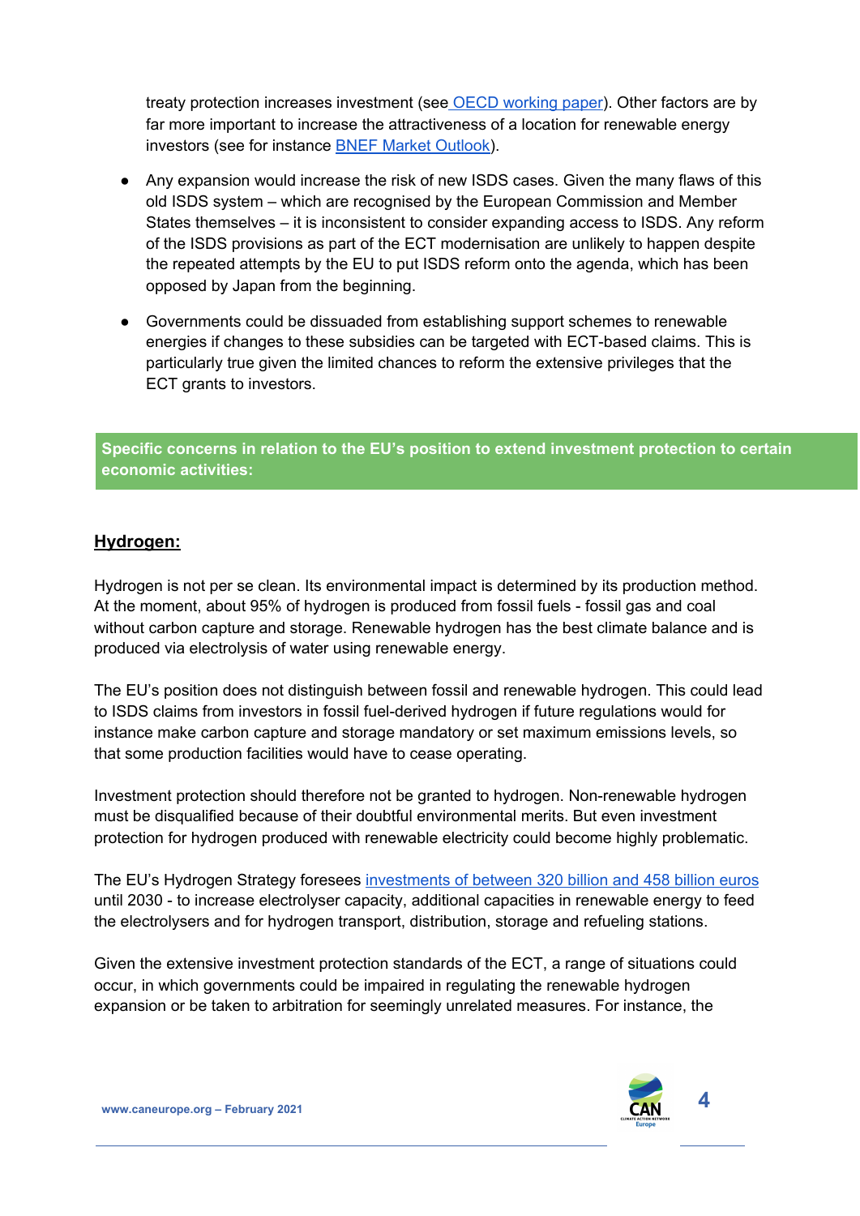treaty protection increases investment (see [OECD working paper](#)). Other factors are by far more important to increase the attractiveness of a location for renewable energy investors (see for instance [BNEF Market Outlook](#)).

- Any expansion would increase the risk of new ISDS cases. Given the many flaws of this old ISDS system – which are recognised by the European Commission and Member States themselves – it is inconsistent to consider expanding access to ISDS. Any reform of the ISDS provisions as part of the ECT modernisation are unlikely to happen despite the repeated attempts by the EU to put ISDS reform onto the agenda, which has been opposed by Japan from the beginning.

- Governments could be dissuaded from establishing support schemes to renewable energies if changes to these subsidies can be targeted with ECT-based claims. This is particularly true given the limited chances to reform the extensive privileges that the ECT grants to investors.

## Specific concerns in relation to the EU's position to extend investment protection to certain economic activities:

### Hydrogen:

Hydrogen is not per se clean. Its environmental impact is determined by its production method. At the moment, about 95% of hydrogen is produced from fossil fuels - fossil gas and coal without carbon capture and storage. Renewable hydrogen has the best climate balance and is produced via electrolysis of water using renewable energy.

The EU's position does not distinguish between fossil and renewable hydrogen. This could lead to ISDS claims from investors in fossil fuel-derived hydrogen if future regulations would for instance make carbon capture and storage mandatory or set maximum emissions levels, so that some production facilities would have to cease operating.

Investment protection should therefore not be granted to hydrogen. Non-renewable hydrogen must be disqualified because of their doubtful environmental merits. But even investment protection for hydrogen produced with renewable electricity could become highly problematic.

The EU's Hydrogen Strategy foresees [investments of between 320 billion and 458 billion euros](#) until 2030 - to increase electrolyser capacity, additional capacities in renewable energy to feed the electrolysers and for hydrogen transport, distribution, storage and refueling stations.

Given the extensive investment protection standards of the ECT, a range of situations could occur, in which governments could be impaired in regulating the renewable hydrogen expansion or be taken to arbitration for seemingly unrelated measures. For instance, the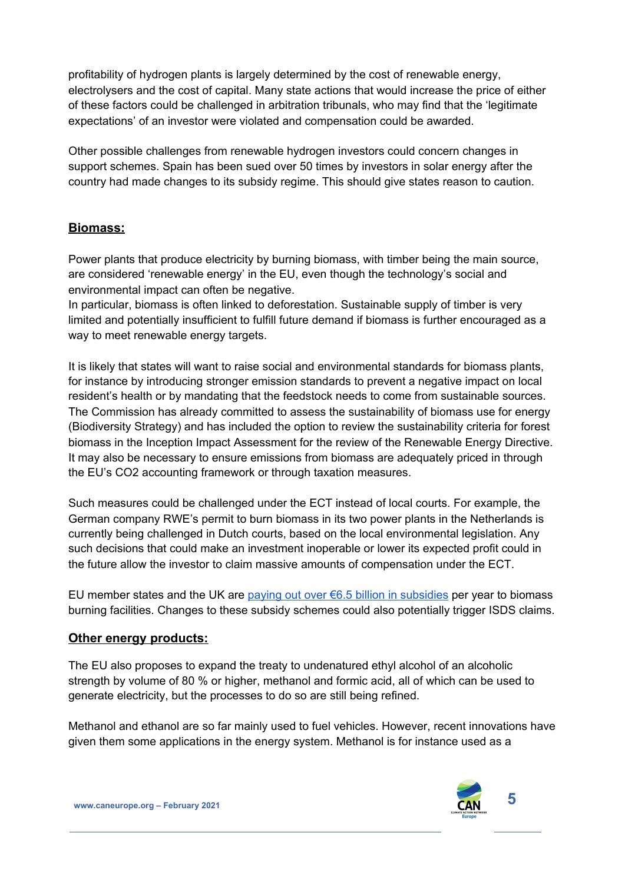profitability of hydrogen plants is largely determined by the cost of renewable energy, electrolysers and the cost of capital. Many state actions that would increase the price of either of these factors could be challenged in arbitration tribunals, who may find that the 'legitimate expectations' of an investor were violated and compensation could be awarded.

Other possible challenges from renewable hydrogen investors could concern changes in support schemes. Spain has been sued over 50 times by investors in solar energy after the country had made changes to its subsidy regime. This should give states reason to caution.

## **Biomass:**

Power plants that produce electricity by burning biomass, with timber being the main source, are considered 'renewable energy' in the EU, even though the technology's social and environmental impact can often be negative.
In particular, biomass is often linked to deforestation. Sustainable supply of timber is very limited and potentially insufficient to fulfill future demand if biomass is further encouraged as a way to meet renewable energy targets.

It is likely that states will want to raise social and environmental standards for biomass plants, for instance by introducing stronger emission standards to prevent a negative impact on local resident's health or by mandating that the feedstock needs to come from sustainable sources. The Commission has already committed to assess the sustainability of biomass use for energy (Biodiversity Strategy) and has included the option to review the sustainability criteria for forest biomass in the Inception Impact Assessment for the review of the Renewable Energy Directive. It may also be necessary to ensure emissions from biomass are adequately priced in through the EU's CO2 accounting framework or through taxation measures.

Such measures could be challenged under the ECT instead of local courts. For example, the German company RWE's permit to burn biomass in its two power plants in the Netherlands is currently being challenged in Dutch courts, based on the local environmental legislation. Any such decisions that could make an investment inoperable or lower its expected profit could in the future allow the investor to claim massive amounts of compensation under the ECT.

EU member states and the UK are paying out over €6.5 billion in subsidies per year to biomass burning facilities. Changes to these subsidy schemes could also potentially trigger ISDS claims.

## **Other energy products:**

The EU also proposes to expand the treaty to undenatured ethyl alcohol of an alcoholic strength by volume of 80 % or higher, methanol and formic acid, all of which can be used to generate electricity, but the processes to do so are still being refined.

Methanol and ethanol are so far mainly used to fuel vehicles. However, recent innovations have given them some applications in the energy system. Methanol is for instance used as a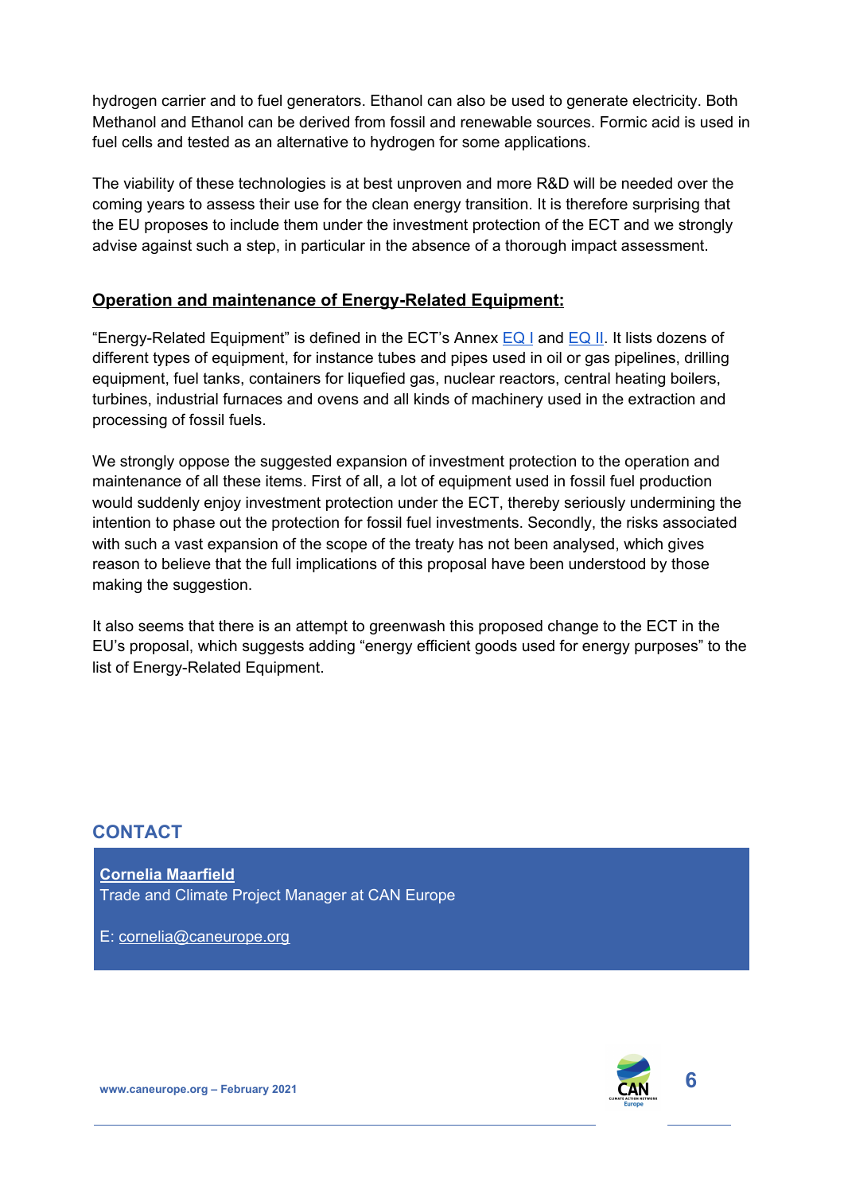hydrogen carrier and to fuel generators. Ethanol can also be used to generate electricity. Both Methanol and Ethanol can be derived from fossil and renewable sources. Formic acid is used in fuel cells and tested as an alternative to hydrogen for some applications.

The viability of these technologies is at best unproven and more R&D will be needed over the coming years to assess their use for the clean energy transition. It is therefore surprising that the EU proposes to include them under the investment protection of the ECT and we strongly advise against such a step, in particular in the absence of a thorough impact assessment.

## Operation and maintenance of Energy-Related Equipment:

"Energy-Related Equipment" is defined in the ECT's Annex EQ I and EQ II. It lists dozens of different types of equipment, for instance tubes and pipes used in oil or gas pipelines, drilling equipment, fuel tanks, containers for liquefied gas, nuclear reactors, central heating boilers, turbines, industrial furnaces and ovens and all kinds of machinery used in the extraction and processing of fossil fuels.

We strongly oppose the suggested expansion of investment protection to the operation and maintenance of all these items. First of all, a lot of equipment used in fossil fuel production would suddenly enjoy investment protection under the ECT, thereby seriously undermining the intention to phase out the protection for fossil fuel investments. Secondly, the risks associated with such a vast expansion of the scope of the treaty has not been analysed, which gives reason to believe that the full implications of this proposal have been understood by those making the suggestion.

It also seems that there is an attempt to greenwash this proposed change to the ECT in the EU's proposal, which suggests adding "energy efficient goods used for energy purposes" to the list of Energy-Related Equipment.

## CONTACT

**Cornelia Maarfield**
Trade and Climate Project Manager at CAN Europe

E: cornelia@caneurope.org